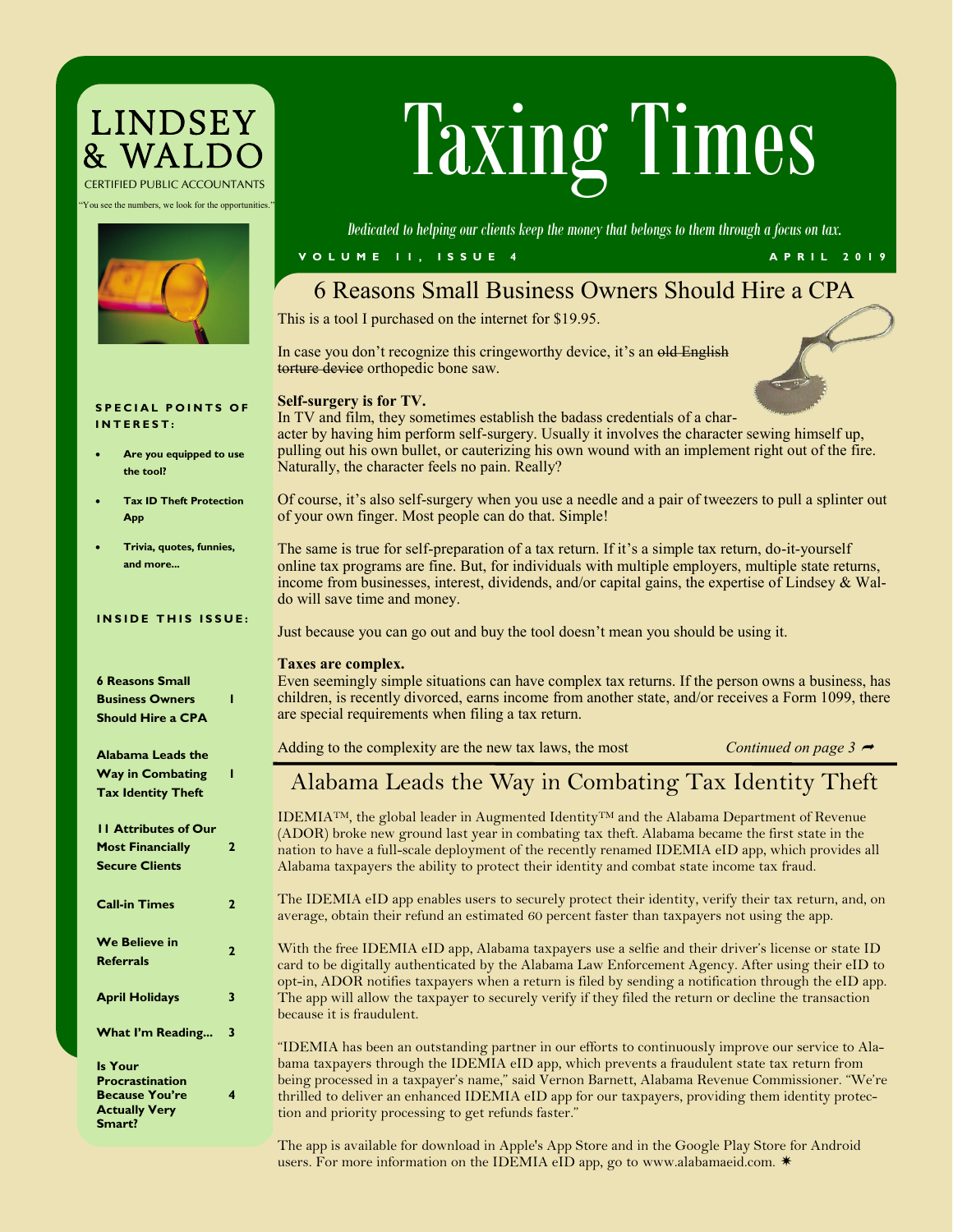# LINDSEY & WALDO

CERTIFIED PUBLIC ACCOUNTANTS

"You see the numbers, we look for the opportunities."

**SPECIAL POINTS OF INTEREST:**

- **Are you equipped to use the tool?**
- **Tax ID Theft Protection App**
- **Trivia, quotes, funnies, and more...**

**INSIDE THIS ISSUE:**

| | |
|---|---|
| **6 Reasons Small Business Owners Should Hire a CPA** | **1** |
| **Alabama Leads the Way in Combating Tax Identity Theft** | **1** |
| **11 Attributes of Our Most Financially Secure Clients** | **2** |
| **Call-in Times** | **2** |
| **We Believe in Referrals** | **2** |
| **April Holidays** | **3** |
| **What I'm Reading...** | **3** |
| **Is Your Procrastination Because You're Actually Very Smart?** | **4** |

# Taxing Times

*Dedicated to helping our clients keep the money that belongs to them through a focus on tax.*

VOLUME 11, ISSUE 4 — APRIL 2019

## 6 Reasons Small Business Owners Should Hire a CPA

This is a tool I purchased on the internet for $19.95.

In case you don't recognize this cringeworthy device, it's an ~~old English torture device~~ orthopedic bone saw.

**Self-surgery is for TV.**
In TV and film, they sometimes establish the badass credentials of a character by having him perform self-surgery. Usually it involves the character sewing himself up, pulling out his own bullet, or cauterizing his own wound with an implement right out of the fire. Naturally, the character feels no pain. Really?

Of course, it's also self-surgery when you use a needle and a pair of tweezers to pull a splinter out of your own finger. Most people can do that. Simple!

The same is true for self-preparation of a tax return. If it's a simple tax return, do-it-yourself online tax programs are fine. But, for individuals with multiple employers, multiple state returns, income from businesses, interest, dividends, and/or capital gains, the expertise of Lindsey & Waldo will save time and money.

Just because you can go out and buy the tool doesn't mean you should be using it.

**Taxes are complex.**
Even seemingly simple situations can have complex tax returns. If the person owns a business, has children, is recently divorced, earns income from another state, and/or receives a Form 1099, there are special requirements when filing a tax return.

Adding to the complexity are the new tax laws, the most

*Continued on page 3 ➦*

## Alabama Leads the Way in Combating Tax Identity Theft

IDEMIA™, the global leader in Augmented Identity™ and the Alabama Department of Revenue (ADOR) broke new ground last year in combating tax theft. Alabama became the first state in the nation to have a full-scale deployment of the recently renamed IDEMIA eID app, which provides all Alabama taxpayers the ability to protect their identity and combat state income tax fraud.

The IDEMIA eID app enables users to securely protect their identity, verify their tax return, and, on average, obtain their refund an estimated 60 percent faster than taxpayers not using the app.

With the free IDEMIA eID app, Alabama taxpayers use a selfie and their driver's license or state ID card to be digitally authenticated by the Alabama Law Enforcement Agency. After using their eID to opt-in, ADOR notifies taxpayers when a return is filed by sending a notification through the eID app. The app will allow the taxpayer to securely verify if they filed the return or decline the transaction because it is fraudulent.

"IDEMIA has been an outstanding partner in our efforts to continuously improve our service to Alabama taxpayers through the IDEMIA eID app, which prevents a fraudulent state tax return from being processed in a taxpayer's name," said Vernon Barnett, Alabama Revenue Commissioner. "We're thrilled to deliver an enhanced IDEMIA eID app for our taxpayers, providing them identity protection and priority processing to get refunds faster."

The app is available for download in Apple's App Store and in the Google Play Store for Android users. For more information on the IDEMIA eID app, go to www.alabamaeid.com. ✷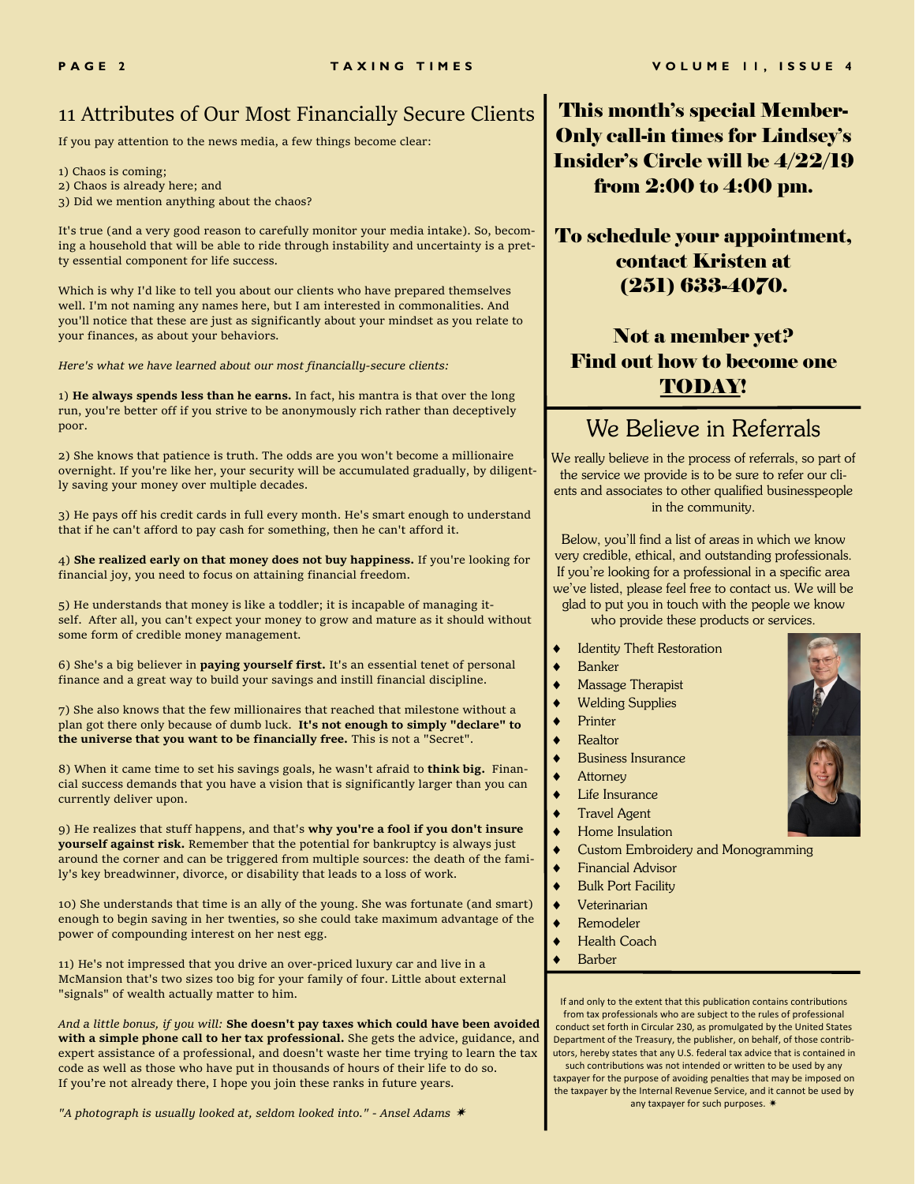## 11 Attributes of Our Most Financially Secure Clients

If you pay attention to the news media, a few things become clear:

1) Chaos is coming;
2) Chaos is already here; and
3) Did we mention anything about the chaos?

It's true (and a very good reason to carefully monitor your media intake). So, becoming a household that will be able to ride through instability and uncertainty is a pretty essential component for life success.

Which is why I'd like to tell you about our clients who have prepared themselves well. I'm not naming any names here, but I am interested in commonalities. And you'll notice that these are just as significantly about your mindset as you relate to your finances, as about your behaviors.

*Here's what we have learned about our most financially-secure clients:*

1) **He always spends less than he earns.** In fact, his mantra is that over the long run, you're better off if you strive to be anonymously rich rather than deceptively poor.

2) She knows that patience is truth. The odds are you won't become a millionaire overnight. If you're like her, your security will be accumulated gradually, by diligently saving your money over multiple decades.

3) He pays off his credit cards in full every month. He's smart enough to understand that if he can't afford to pay cash for something, then he can't afford it.

4) **She realized early on that money does not buy happiness.** If you're looking for financial joy, you need to focus on attaining financial freedom.

5) He understands that money is like a toddler; it is incapable of managing itself. After all, you can't expect your money to grow and mature as it should without some form of credible money management.

6) She's a big believer in **paying yourself first.** It's an essential tenet of personal finance and a great way to build your savings and instill financial discipline.

7) She also knows that the few millionaires that reached that milestone without a plan got there only because of dumb luck. **It's not enough to simply "declare" to the universe that you want to be financially free.** This is not a "Secret".

8) When it came time to set his savings goals, he wasn't afraid to **think big.** Financial success demands that you have a vision that is significantly larger than you can currently deliver upon.

9) He realizes that stuff happens, and that's **why you're a fool if you don't insure yourself against risk.** Remember that the potential for bankruptcy is always just around the corner and can be triggered from multiple sources: the death of the family's key breadwinner, divorce, or disability that leads to a loss of work.

10) She understands that time is an ally of the young. She was fortunate (and smart) enough to begin saving in her twenties, so she could take maximum advantage of the power of compounding interest on her nest egg.

11) He's not impressed that you drive an over-priced luxury car and live in a McMansion that's two sizes too big for your family of four. Little about external "signals" of wealth actually matter to him.

*And a little bonus, if you will:* **She doesn't pay taxes which could have been avoided with a simple phone call to her tax professional.** She gets the advice, guidance, and expert assistance of a professional, and doesn't waste her time trying to learn the tax code as well as those who have put in thousands of hours of their life to do so. If you're not already there, I hope you join these ranks in future years.

*"A photograph is usually looked at, seldom looked into." - Ansel Adams* ✷

**This month's special Member-Only call-in times for Lindsey's Insider's Circle will be 4/22/19 from 2:00 to 4:00 pm.**

**To schedule your appointment, contact Kristen at (251) 633-4070.**

**Not a member yet? Find out how to become one TODAY!**

## We Believe in Referrals

We really believe in the process of referrals, so part of the service we provide is to be sure to refer our clients and associates to other qualified businesspeople in the community.

Below, you'll find a list of areas in which we know very credible, ethical, and outstanding professionals. If you're looking for a professional in a specific area we've listed, please feel free to contact us. We will be glad to put you in touch with the people we know who provide these products or services.

- Identity Theft Restoration
- Banker
- Massage Therapist
- Welding Supplies
- Printer
- Realtor
- Business Insurance
- Attorney
- Life Insurance
- Travel Agent
- Home Insulation
- Custom Embroidery and Monogramming
- Financial Advisor
- Bulk Port Facility
- Veterinarian
- Remodeler
- Health Coach
- Barber

If and only to the extent that this publication contains contributions from tax professionals who are subject to the rules of professional conduct set forth in Circular 230, as promulgated by the United States Department of the Treasury, the publisher, on behalf, of those contributors, hereby states that any U.S. federal tax advice that is contained in such contributions was not intended or written to be used by any taxpayer for the purpose of avoiding penalties that may be imposed on the taxpayer by the Internal Revenue Service, and it cannot be used by any taxpayer for such purposes. ✷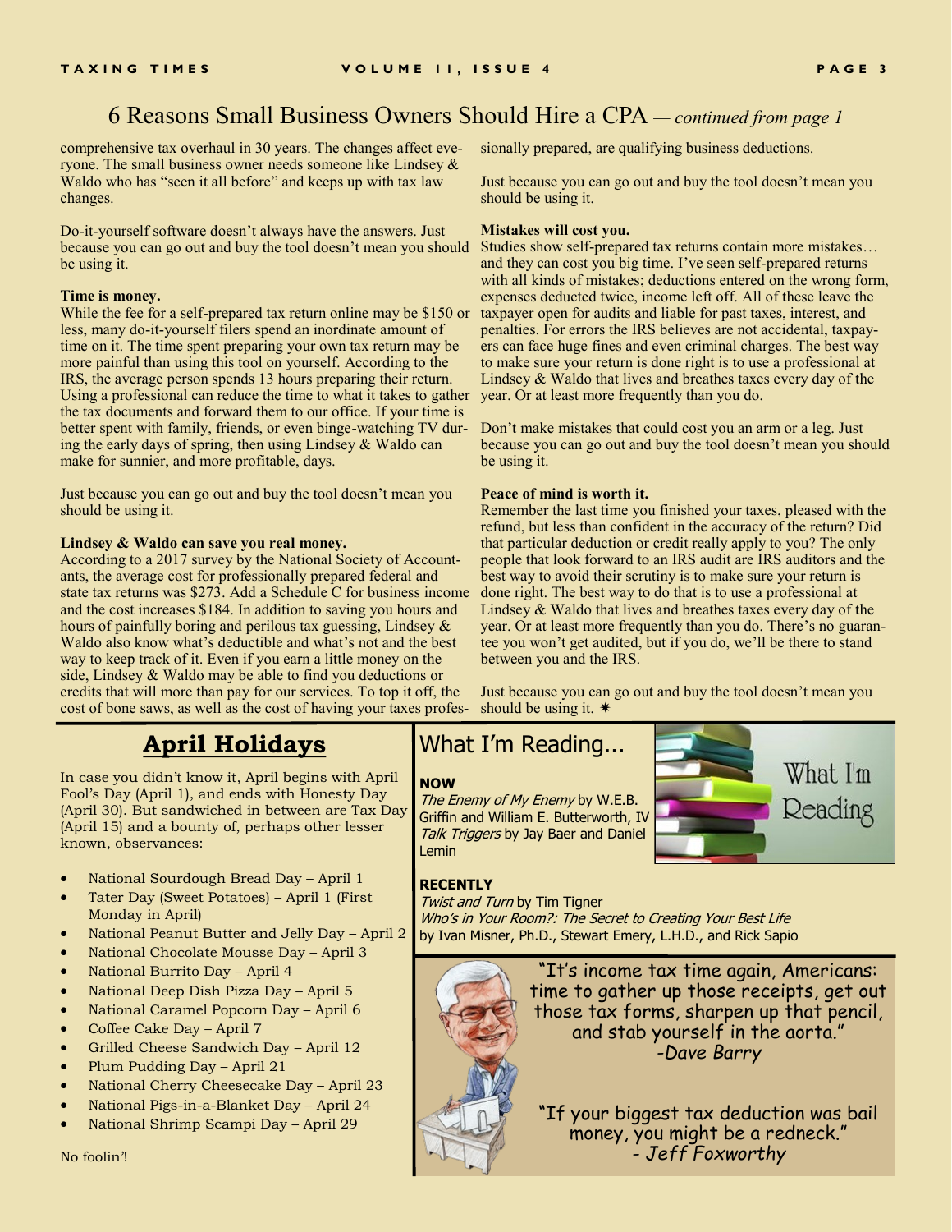## 6 Reasons Small Business Owners Should Hire a CPA — *continued from page 1*

comprehensive tax overhaul in 30 years. The changes affect everyone. The small business owner needs someone like Lindsey & Waldo who has "seen it all before" and keeps up with tax law changes.

Do-it-yourself software doesn't always have the answers. Just because you can go out and buy the tool doesn't mean you should be using it.

**Time is money.**
While the fee for a self-prepared tax return online may be $150 or less, many do-it-yourself filers spend an inordinate amount of time on it. The time spent preparing your own tax return may be more painful than using this tool on yourself. According to the IRS, the average person spends 13 hours preparing their return. Using a professional can reduce the time to what it takes to gather the tax documents and forward them to our office. If your time is better spent with family, friends, or even binge-watching TV during the early days of spring, then using Lindsey & Waldo can make for sunnier, and more profitable, days.

Just because you can go out and buy the tool doesn't mean you should be using it.

**Lindsey & Waldo can save you real money.**
According to a 2017 survey by the National Society of Accountants, the average cost for professionally prepared federal and state tax returns was $273. Add a Schedule C for business income and the cost increases $184. In addition to saving you hours and hours of painfully boring and perilous tax guessing, Lindsey & Waldo also know what's deductible and what's not and the best way to keep track of it. Even if you earn a little money on the side, Lindsey & Waldo may be able to find you deductions or credits that will more than pay for our services. To top it off, the cost of bone saws, as well as the cost of having your taxes professionally prepared, are qualifying business deductions.

Just because you can go out and buy the tool doesn't mean you should be using it.

**Mistakes will cost you.**
Studies show self-prepared tax returns contain more mistakes… and they can cost you big time. I've seen self-prepared returns with all kinds of mistakes; deductions entered on the wrong form, expenses deducted twice, income left off. All of these leave the taxpayer open for audits and liable for past taxes, interest, and penalties. For errors the IRS believes are not accidental, taxpayers can face huge fines and even criminal charges. The best way to make sure your return is done right is to use a professional at Lindsey & Waldo that lives and breathes taxes every day of the year. Or at least more frequently than you do.

Don't make mistakes that could cost you an arm or a leg. Just because you can go out and buy the tool doesn't mean you should be using it.

**Peace of mind is worth it.**
Remember the last time you finished your taxes, pleased with the refund, but less than confident in the accuracy of the return? Did that particular deduction or credit really apply to you? The only people that look forward to an IRS audit are IRS auditors and the best way to avoid their scrutiny is to make sure your return is done right. The best way to do that is to use a professional at Lindsey & Waldo that lives and breathes taxes every day of the year. Or at least more frequently than you do. There's no guarantee you won't get audited, but if you do, we'll be there to stand between you and the IRS.

Just because you can go out and buy the tool doesn't mean you should be using it. ✷

## April Holidays

In case you didn't know it, April begins with April Fool's Day (April 1), and ends with Honesty Day (April 30). But sandwiched in between are Tax Day (April 15) and a bounty of, perhaps other lesser known, observances:

- National Sourdough Bread Day – April 1
- Tater Day (Sweet Potatoes) – April 1 (First Monday in April)
- National Peanut Butter and Jelly Day – April 2
- National Chocolate Mousse Day – April 3
- National Burrito Day – April 4
- National Deep Dish Pizza Day – April 5
- National Caramel Popcorn Day – April 6
- Coffee Cake Day – April 7
- Grilled Cheese Sandwich Day – April 12
- Plum Pudding Day – April 21
- National Cherry Cheesecake Day – April 23
- National Pigs-in-a-Blanket Day – April 24
- National Shrimp Scampi Day – April 29

No foolin'!

## What I'm Reading...

**NOW**
*The Enemy of My Enemy* by W.E.B. Griffin and William E. Butterworth, IV
*Talk Triggers* by Jay Baer and Daniel Lemin

**RECENTLY**
*Twist and Turn* by Tim Tigner
*Who's in Your Room?: The Secret to Creating Your Best Life* by Ivan Misner, Ph.D., Stewart Emery, L.H.D., and Rick Sapio

"It's income tax time again, Americans: time to gather up those receipts, get out those tax forms, sharpen up that pencil, and stab yourself in the aorta."
-Dave Barry

"If your biggest tax deduction was bail money, you might be a redneck."
- Jeff Foxworthy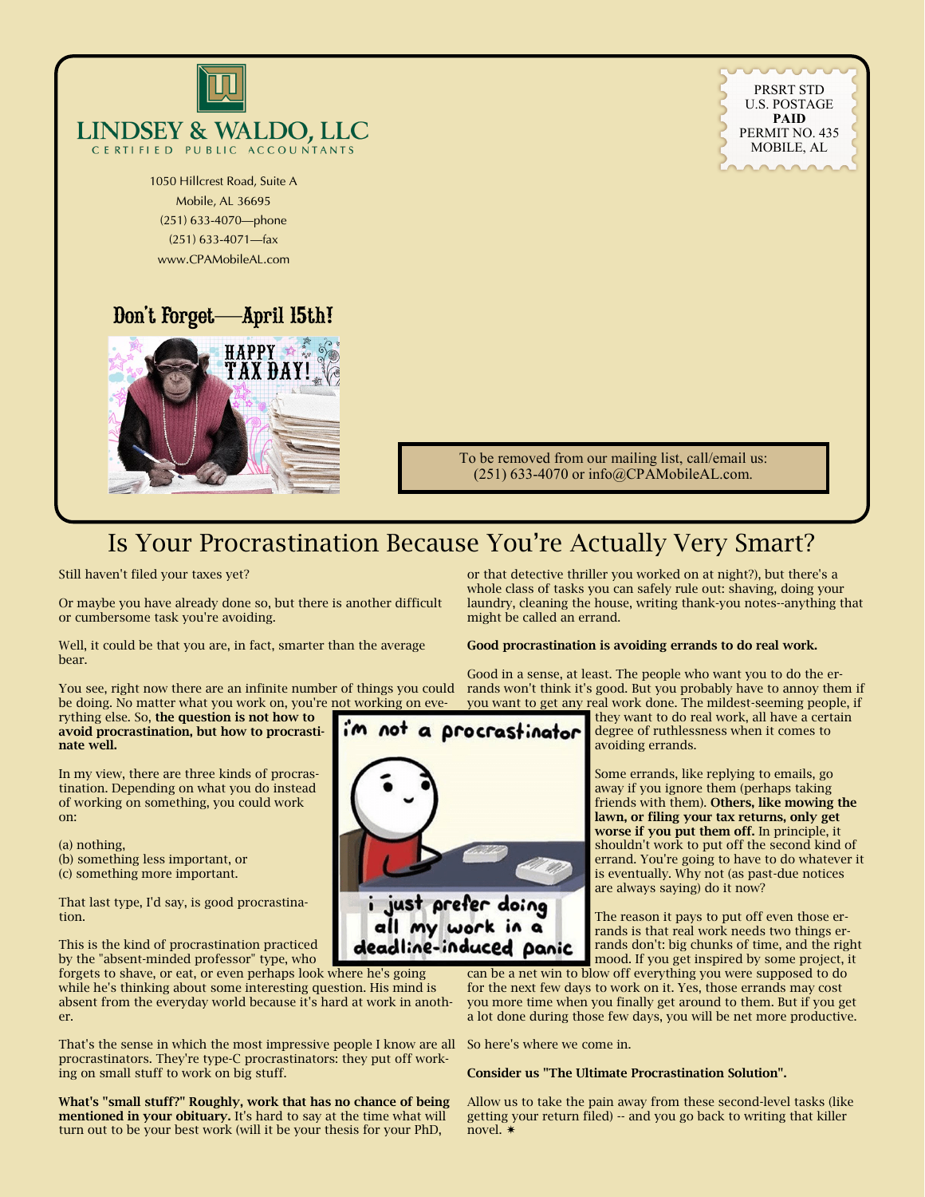LINDSEY & WALDO, LLC

CERTIFIED PUBLIC ACCOUNTANTS

1050 Hillcrest Road, Suite A
Mobile, AL 36695
(251) 633-4070—phone
(251) 633-4071—fax
www.CPAMobileAL.com

PRSRT STD
U.S. POSTAGE
**PAID**
PERMIT NO. 435
MOBILE, AL

Don't Forget—April 15th!

To be removed from our mailing list, call/email us:
(251) 633-4070 or info@CPAMobileAL.com.

# Is Your Procrastination Because You're Actually Very Smart?

Still haven't filed your taxes yet?

Or maybe you have already done so, but there is another difficult or cumbersome task you're avoiding.

Well, it could be that you are, in fact, smarter than the average bear.

You see, right now there are an infinite number of things you could be doing. No matter what you work on, you're not working on everything else. So, **the question is not how to avoid procrastination, but how to procrastinate well.**

In my view, there are three kinds of procrastination. Depending on what you do instead of working on something, you could work on:

(a) nothing,
(b) something less important, or
(c) something more important.

That last type, I'd say, is good procrastination.

This is the kind of procrastination practiced by the "absent-minded professor" type, who forgets to shave, or eat, or even perhaps look where he's going while he's thinking about some interesting question. His mind is absent from the everyday world because it's hard at work in another.

That's the sense in which the most impressive people I know are all procrastinators. They're type-C procrastinators: they put off working on small stuff to work on big stuff.

**What's "small stuff?" Roughly, work that has no chance of being mentioned in your obituary.** It's hard to say at the time what will turn out to be your best work (will it be your thesis for your PhD, or that detective thriller you worked on at night?), but there's a whole class of tasks you can safely rule out: shaving, doing your laundry, cleaning the house, writing thank-you notes--anything that might be called an errand.

**Good procrastination is avoiding errands to do real work.**

Good in a sense, at least. The people who want you to do the errands won't think it's good. But you probably have to annoy them if you want to get any real work done. The mildest-seeming people, if they want to do real work, all have a certain degree of ruthlessness when it comes to avoiding errands.

Some errands, like replying to emails, go away if you ignore them (perhaps taking friends with them). **Others, like mowing the lawn, or filing your tax returns, only get worse if you put them off.** In principle, it shouldn't work to put off the second kind of errand. You're going to have to do whatever it is eventually. Why not (as past-due notices are always saying) do it now?

The reason it pays to put off even those errands is that real work needs two things errands don't: big chunks of time, and the right mood. If you get inspired by some project, it can be a net win to blow off everything you were supposed to do for the next few days to work on it. Yes, those errands may cost you more time when you finally get around to them. But if you get a lot done during those few days, you will be net more productive.

So here's where we come in.

**Consider us "The Ultimate Procrastination Solution".**

Allow us to take the pain away from these second-level tasks (like getting your return filed) -- and you go back to writing that killer novel. ✷